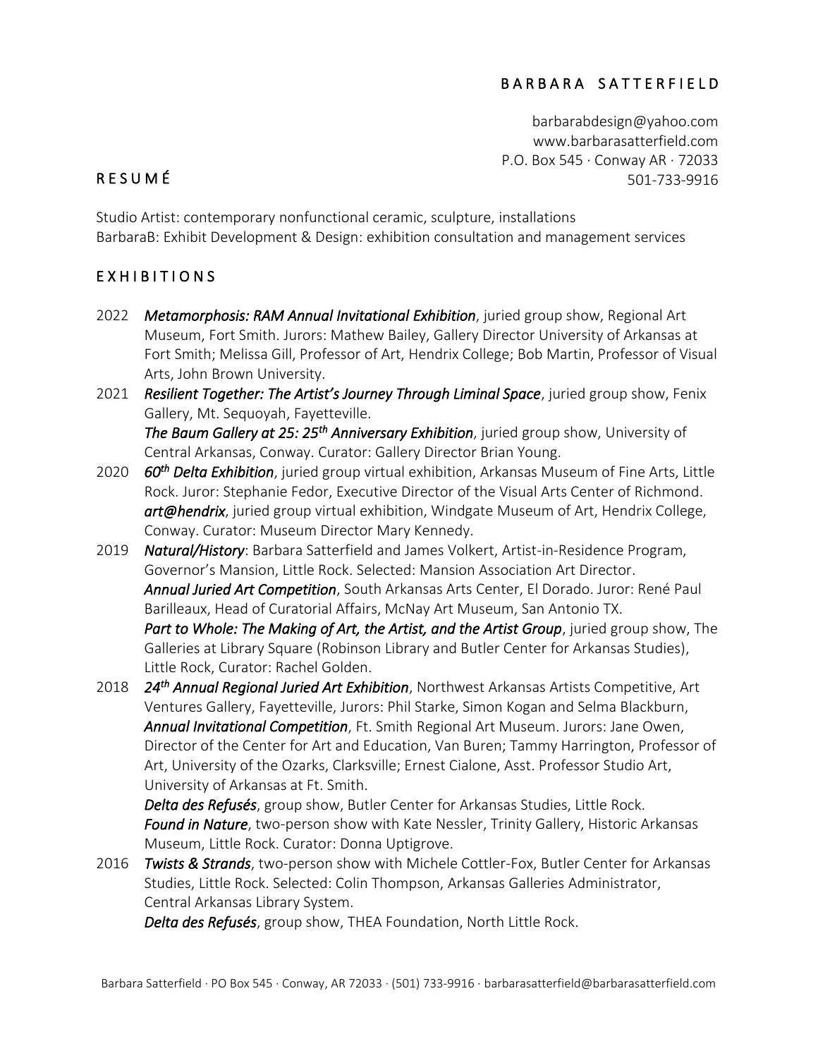# BARBARA SATTERFIELD

barbarabdesign@yahoo.com
www.barbarasatterfield.com
P.O. Box 545 · Conway AR · 72033
501-733-9916

## RESUMÉ

Studio Artist: contemporary nonfunctional ceramic, sculpture, installations
BarbaraB: Exhibit Development & Design: exhibition consultation and management services

## EXHIBITIONS

2022 ***Metamorphosis: RAM Annual Invitational Exhibition***, juried group show, Regional Art Museum, Fort Smith. Jurors: Mathew Bailey, Gallery Director University of Arkansas at Fort Smith; Melissa Gill, Professor of Art, Hendrix College; Bob Martin, Professor of Visual Arts, John Brown University.

2021 ***Resilient Together: The Artist's Journey Through Liminal Space***, juried group show, Fenix Gallery, Mt. Sequoyah, Fayetteville.
***The Baum Gallery at 25: 25th Anniversary Exhibition***, juried group show, University of Central Arkansas, Conway. Curator: Gallery Director Brian Young.

2020 ***60th Delta Exhibition***, juried group virtual exhibition, Arkansas Museum of Fine Arts, Little Rock. Juror: Stephanie Fedor, Executive Director of the Visual Arts Center of Richmond.
***art@hendrix***, juried group virtual exhibition, Windgate Museum of Art, Hendrix College, Conway. Curator: Museum Director Mary Kennedy.

2019 ***Natural/History***: Barbara Satterfield and James Volkert, Artist-in-Residence Program, Governor's Mansion, Little Rock. Selected: Mansion Association Art Director.
***Annual Juried Art Competition***, South Arkansas Arts Center, El Dorado. Juror: René Paul Barilleaux, Head of Curatorial Affairs, McNay Art Museum, San Antonio TX.
***Part to Whole: The Making of Art, the Artist, and the Artist Group***, juried group show, The Galleries at Library Square (Robinson Library and Butler Center for Arkansas Studies), Little Rock, Curator: Rachel Golden.

2018 ***24th Annual Regional Juried Art Exhibition***, Northwest Arkansas Artists Competitive, Art Ventures Gallery, Fayetteville, Jurors: Phil Starke, Simon Kogan and Selma Blackburn,
***Annual Invitational Competition***, Ft. Smith Regional Art Museum. Jurors: Jane Owen, Director of the Center for Art and Education, Van Buren; Tammy Harrington, Professor of Art, University of the Ozarks, Clarksville; Ernest Cialone, Asst. Professor Studio Art, University of Arkansas at Ft. Smith.
***Delta des Refusés***, group show, Butler Center for Arkansas Studies, Little Rock.
***Found in Nature***, two-person show with Kate Nessler, Trinity Gallery, Historic Arkansas Museum, Little Rock. Curator: Donna Uptigrove.

2016 ***Twists & Strands***, two-person show with Michele Cottler-Fox, Butler Center for Arkansas Studies, Little Rock. Selected: Colin Thompson, Arkansas Galleries Administrator, Central Arkansas Library System.
***Delta des Refusés***, group show, THEA Foundation, North Little Rock.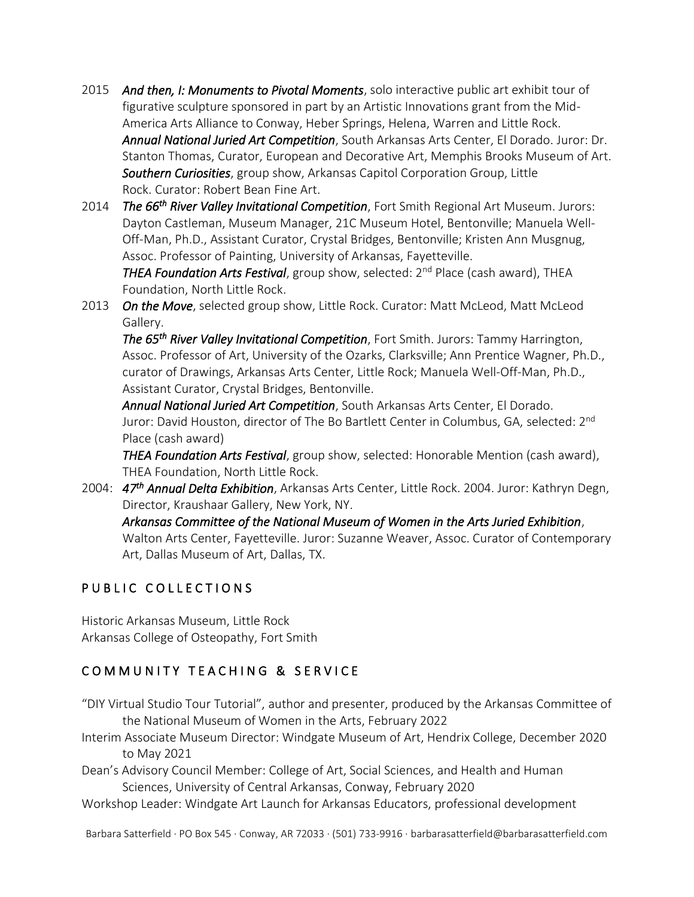2015 ***And then, I: Monuments to Pivotal Moments***, solo interactive public art exhibit tour of figurative sculpture sponsored in part by an Artistic Innovations grant from the Mid-America Arts Alliance to Conway, Heber Springs, Helena, Warren and Little Rock.

***Annual National Juried Art Competition***, South Arkansas Arts Center, El Dorado. Juror: Dr. Stanton Thomas, Curator, European and Decorative Art, Memphis Brooks Museum of Art.

***Southern Curiosities***, group show, Arkansas Capitol Corporation Group, Little Rock. Curator: Robert Bean Fine Art.

2014 ***The 66th River Valley Invitational Competition***, Fort Smith Regional Art Museum. Jurors: Dayton Castleman, Museum Manager, 21C Museum Hotel, Bentonville; Manuela Well-Off-Man, Ph.D., Assistant Curator, Crystal Bridges, Bentonville; Kristen Ann Musgnug, Assoc. Professor of Painting, University of Arkansas, Fayetteville.

***THEA Foundation Arts Festival***, group show, selected: 2nd Place (cash award), THEA Foundation, North Little Rock.

2013 ***On the Move***, selected group show, Little Rock. Curator: Matt McLeod, Matt McLeod Gallery.

***The 65th River Valley Invitational Competition***, Fort Smith. Jurors: Tammy Harrington, Assoc. Professor of Art, University of the Ozarks, Clarksville; Ann Prentice Wagner, Ph.D., curator of Drawings, Arkansas Arts Center, Little Rock; Manuela Well-Off-Man, Ph.D., Assistant Curator, Crystal Bridges, Bentonville.

***Annual National Juried Art Competition***, South Arkansas Arts Center, El Dorado. Juror: David Houston, director of The Bo Bartlett Center in Columbus, GA, selected: 2nd Place (cash award)

***THEA Foundation Arts Festival***, group show, selected: Honorable Mention (cash award), THEA Foundation, North Little Rock.

2004: ***47th Annual Delta Exhibition***, Arkansas Arts Center, Little Rock. 2004. Juror: Kathryn Degn, Director, Kraushaar Gallery, New York, NY.

***Arkansas Committee of the National Museum of Women in the Arts Juried Exhibition***, Walton Arts Center, Fayetteville. Juror: Suzanne Weaver, Assoc. Curator of Contemporary Art, Dallas Museum of Art, Dallas, TX.

## PUBLIC COLLECTIONS

Historic Arkansas Museum, Little Rock
Arkansas College of Osteopathy, Fort Smith

## COMMUNITY TEACHING & SERVICE

"DIY Virtual Studio Tour Tutorial", author and presenter, produced by the Arkansas Committee of the National Museum of Women in the Arts, February 2022

Interim Associate Museum Director: Windgate Museum of Art, Hendrix College, December 2020 to May 2021

Dean's Advisory Council Member: College of Art, Social Sciences, and Health and Human Sciences, University of Central Arkansas, Conway, February 2020

Workshop Leader: Windgate Art Launch for Arkansas Educators, professional development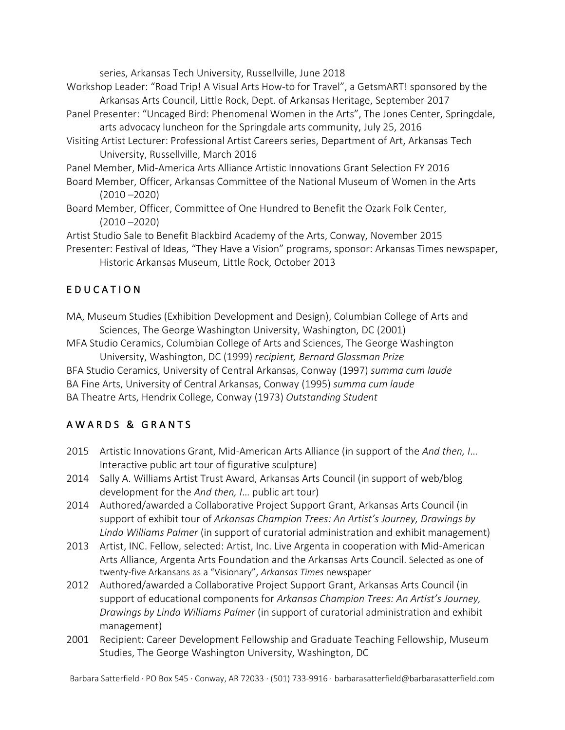series, Arkansas Tech University, Russellville, June 2018

Workshop Leader: “Road Trip! A Visual Arts How-to for Travel”, a GetsmART! sponsored by the Arkansas Arts Council, Little Rock, Dept. of Arkansas Heritage, September 2017

Panel Presenter: “Uncaged Bird: Phenomenal Women in the Arts”, The Jones Center, Springdale, arts advocacy luncheon for the Springdale arts community, July 25, 2016

Visiting Artist Lecturer: Professional Artist Careers series, Department of Art, Arkansas Tech University, Russellville, March 2016

Panel Member, Mid-America Arts Alliance Artistic Innovations Grant Selection FY 2016

Board Member, Officer, Arkansas Committee of the National Museum of Women in the Arts (2010 –2020)

Board Member, Officer, Committee of One Hundred to Benefit the Ozark Folk Center, (2010 –2020)

Artist Studio Sale to Benefit Blackbird Academy of the Arts, Conway, November 2015

Presenter: Festival of Ideas, “They Have a Vision” programs, sponsor: Arkansas Times newspaper, Historic Arkansas Museum, Little Rock, October 2013

## EDUCATION

MA, Museum Studies (Exhibition Development and Design), Columbian College of Arts and Sciences, The George Washington University, Washington, DC (2001)

MFA Studio Ceramics, Columbian College of Arts and Sciences, The George Washington University, Washington, DC (1999) *recipient, Bernard Glassman Prize*

BFA Studio Ceramics, University of Central Arkansas, Conway (1997) *summa cum laude*

BA Fine Arts, University of Central Arkansas, Conway (1995) *summa cum laude*

BA Theatre Arts, Hendrix College, Conway (1973) *Outstanding Student*

## AWARDS & GRANTS

2015 Artistic Innovations Grant, Mid-American Arts Alliance (in support of the *And then, I*… Interactive public art tour of figurative sculpture)

2014 Sally A. Williams Artist Trust Award, Arkansas Arts Council (in support of web/blog development for the *And then, I*… public art tour)

2014 Authored/awarded a Collaborative Project Support Grant, Arkansas Arts Council (in support of exhibit tour of *Arkansas Champion Trees: An Artist's Journey, Drawings by Linda Williams Palmer* (in support of curatorial administration and exhibit management)

2013 Artist, INC. Fellow, selected: Artist, Inc. Live Argenta in cooperation with Mid-American Arts Alliance, Argenta Arts Foundation and the Arkansas Arts Council. Selected as one of twenty-five Arkansans as a “Visionary”, *Arkansas Times* newspaper

2012 Authored/awarded a Collaborative Project Support Grant, Arkansas Arts Council (in support of educational components for *Arkansas Champion Trees: An Artist's Journey, Drawings by Linda Williams Palmer* (in support of curatorial administration and exhibit management)

2001 Recipient: Career Development Fellowship and Graduate Teaching Fellowship, Museum Studies, The George Washington University, Washington, DC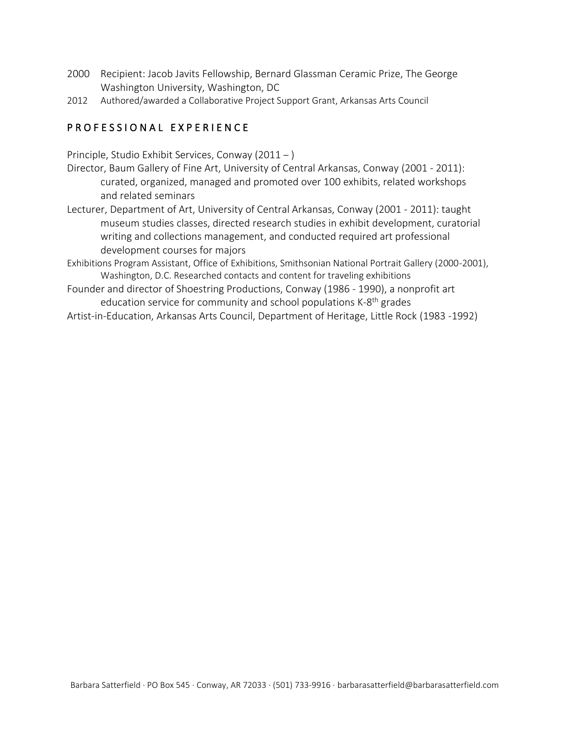2000 Recipient: Jacob Javits Fellowship, Bernard Glassman Ceramic Prize, The George Washington University, Washington, DC

2012 Authored/awarded a Collaborative Project Support Grant, Arkansas Arts Council

## PROFESSIONAL EXPERIENCE

Principle, Studio Exhibit Services, Conway (2011 – )

Director, Baum Gallery of Fine Art, University of Central Arkansas, Conway (2001 - 2011): curated, organized, managed and promoted over 100 exhibits, related workshops and related seminars

Lecturer, Department of Art, University of Central Arkansas, Conway (2001 - 2011): taught museum studies classes, directed research studies in exhibit development, curatorial writing and collections management, and conducted required art professional development courses for majors

Exhibitions Program Assistant, Office of Exhibitions, Smithsonian National Portrait Gallery (2000-2001), Washington, D.C. Researched contacts and content for traveling exhibitions

Founder and director of Shoestring Productions, Conway (1986 - 1990), a nonprofit art education service for community and school populations K-8th grades

Artist-in-Education, Arkansas Arts Council, Department of Heritage, Little Rock (1983 -1992)